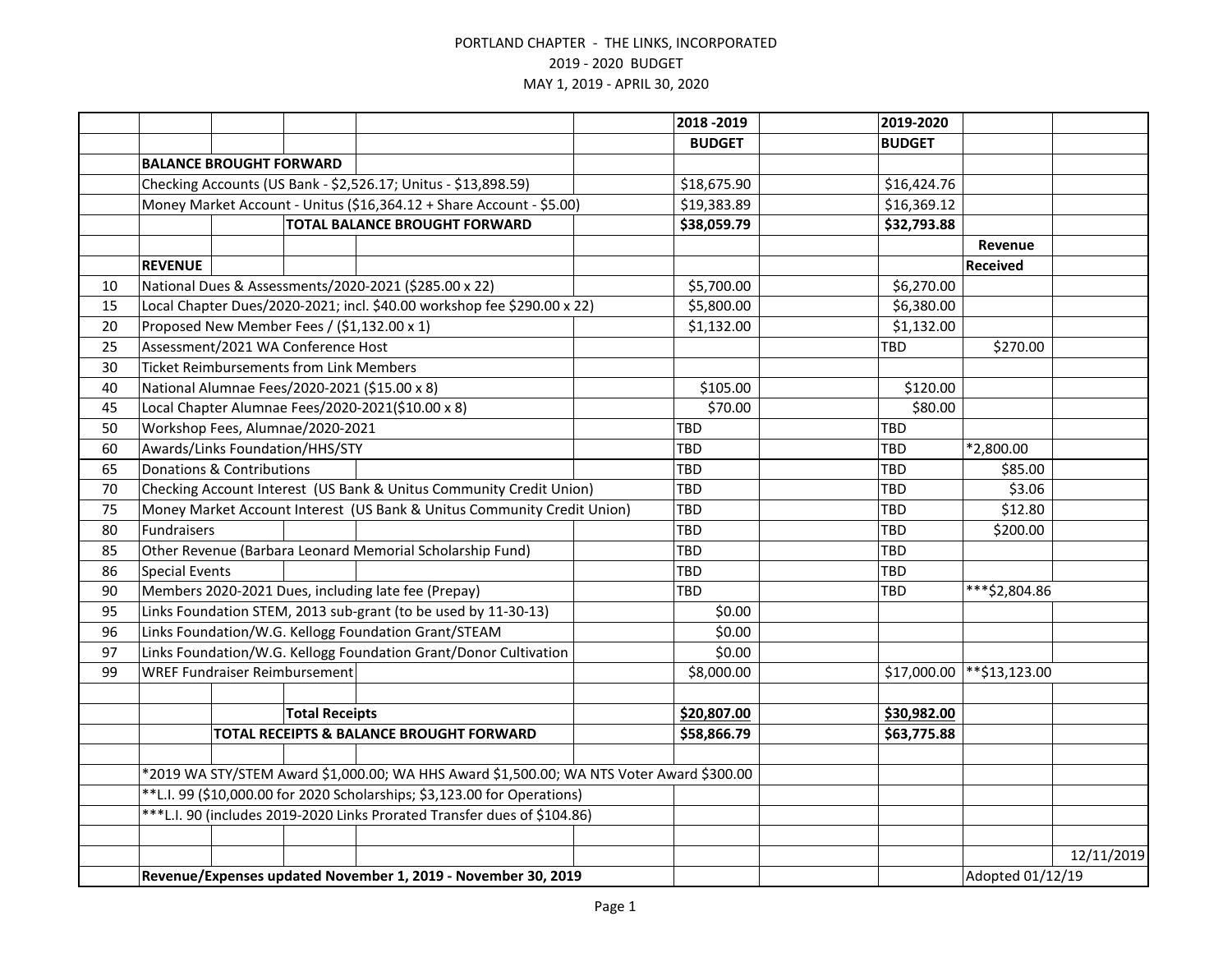PORTLAND CHAPTER - THE LINKS, INCORPORATED

2019 - 2020 BUDGET

MAY 1, 2019 - APRIL 30, 2020

| | | 2018 -2019 | 2019-2020 | | |
|---|---|---|---|---|---|
| | | BUDGET | BUDGET | | |
| | **BALANCE BROUGHT FORWARD** | | | | |
| | Checking Accounts (US Bank - $2,526.17; Unitus - $13,898.59) | $18,675.90 | $16,424.76 | | |
| | Money Market Account - Unitus ($16,364.12 + Share Account - $5.00) | $19,383.89 | $16,369.12 | | |
| | **TOTAL BALANCE BROUGHT FORWARD** | **$38,059.79** | **$32,793.88** | | |
| | | | | **Revenue** | |
| | **REVENUE** | | | **Received** | |
| 10 | National Dues & Assessments/2020-2021 ($285.00 x 22) | $5,700.00 | $6,270.00 | | |
| 15 | Local Chapter Dues/2020-2021; incl. $40.00 workshop fee $290.00 x 22) | $5,800.00 | $6,380.00 | | |
| 20 | Proposed New Member Fees / ($1,132.00 x 1) | $1,132.00 | $1,132.00 | | |
| 25 | Assessment/2021 WA Conference Host | | TBD | $270.00 | |
| 30 | Ticket Reimbursements from Link Members | | | | |
| 40 | National Alumnae Fees/2020-2021 ($15.00 x 8) | $105.00 | $120.00 | | |
| 45 | Local Chapter Alumnae Fees/2020-2021($10.00 x 8) | $70.00 | $80.00 | | |
| 50 | Workshop Fees, Alumnae/2020-2021 | TBD | TBD | | |
| 60 | Awards/Links Foundation/HHS/STY | TBD | TBD | *2,800.00 | |
| 65 | Donations & Contributions | TBD | TBD | $85.00 | |
| 70 | Checking Account Interest (US Bank & Unitus Community Credit Union) | TBD | TBD | $3.06 | |
| 75 | Money Market Account Interest (US Bank & Unitus Community Credit Union) | TBD | TBD | $12.80 | |
| 80 | Fundraisers | TBD | TBD | $200.00 | |
| 85 | Other Revenue (Barbara Leonard Memorial Scholarship Fund) | TBD | TBD | | |
| 86 | Special Events | TBD | TBD | | |
| 90 | Members 2020-2021 Dues, including late fee (Prepay) | TBD | TBD | ***$2,804.86 | |
| 95 | Links Foundation STEM, 2013 sub-grant (to be used by 11-30-13) | $0.00 | | | |
| 96 | Links Foundation/W.G. Kellogg Foundation Grant/STEAM | $0.00 | | | |
| 97 | Links Foundation/W.G. Kellogg Foundation Grant/Donor Cultivation | $0.00 | | | |
| 99 | WREF Fundraiser Reimbursement | $8,000.00 | $17,000.00 | **$13,123.00 | |
| | | | | | |
| | **Total Receipts** | **$20,807.00** | **$30,982.00** | | |
| | **TOTAL RECEIPTS & BALANCE BROUGHT FORWARD** | **$58,866.79** | **$63,775.88** | | |
| | | | | | |
| | *2019 WA STY/STEM Award $1,000.00; WA HHS Award $1,500.00; WA NTS Voter Award $300.00 | | | | |
| | **L.I. 99 ($10,000.00 for 2020 Scholarships; $3,123.00 for Operations) | | | | |
| | ***L.I. 90 (includes 2019-2020 Links Prorated Transfer dues of $104.86) | | | | |
| | | | | | |
| | | | | | 12/11/2019 |
| | **Revenue/Expenses updated November 1, 2019 - November 30, 2019** | | | Adopted 01/12/19 | |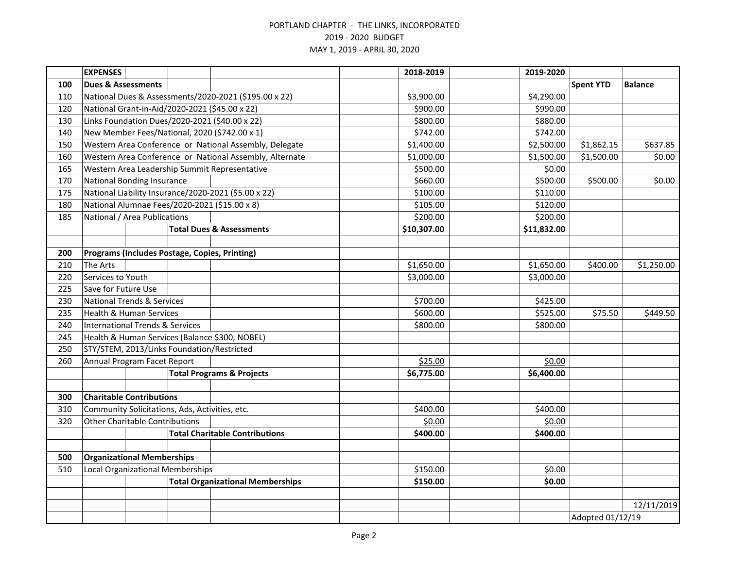PORTLAND CHAPTER - THE LINKS, INCORPORATED
2019 - 2020 BUDGET
MAY 1, 2019 - APRIL 30, 2020

| | **EXPENSES** | 2018-2019 | 2019-2020 | | |
|---|---|---|---|---|---|
| **100** | **Dues & Assessments** | | | **Spent YTD** | **Balance** |
| 110 | National Dues & Assessments/2020-2021 ($195.00 x 22) | $3,900.00 | $4,290.00 | | |
| 120 | National Grant-in-Aid/2020-2021 ($45.00 x 22) | $900.00 | $990.00 | | |
| 130 | Links Foundation Dues/2020-2021 ($40.00 x 22) | $800.00 | $880.00 | | |
| 140 | New Member Fees/National, 2020 ($742.00 x 1) | $742.00 | $742.00 | | |
| 150 | Western Area Conference or National Assembly, Delegate | $1,400.00 | $2,500.00 | $1,862.15 | $637.85 |
| 160 | Western Area Conference or National Assembly, Alternate | $1,000.00 | $1,500.00 | $1,500.00 | $0.00 |
| 165 | Western Area Leadership Summit Representative | $500.00 | $0.00 | | |
| 170 | National Bonding Insurance | $660.00 | $500.00 | $500.00 | $0.00 |
| 175 | National Liability Insurance/2020-2021 ($5.00 x 22) | $100.00 | $110.00 | | |
| 180 | National Alumnae Fees/2020-2021 ($15.00 x 8) | $105.00 | $120.00 | | |
| 185 | National / Area Publications | $200.00 | $200.00 | | |
| | **Total Dues & Assessments** | **$10,307.00** | **$11,832.00** | | |
| | | | | | |
| **200** | **Programs (Includes Postage, Copies, Printing)** | | | | |
| 210 | The Arts | $1,650.00 | $1,650.00 | $400.00 | $1,250.00 |
| 220 | Services to Youth | $3,000.00 | $3,000.00 | | |
| 225 | Save for Future Use | | | | |
| 230 | National Trends & Services | $700.00 | $425.00 | | |
| 235 | Health & Human Services | $600.00 | $525.00 | $75.50 | $449.50 |
| 240 | International Trends & Services | $800.00 | $800.00 | | |
| 245 | Health & Human Services (Balance $300, NOBEL) | | | | |
| 250 | STY/STEM, 2013/Links Foundation/Restricted | | | | |
| 260 | Annual Program Facet Report | $25.00 | $0.00 | | |
| | **Total Programs & Projects** | **$6,775.00** | **$6,400.00** | | |
| | | | | | |
| **300** | **Charitable Contributions** | | | | |
| 310 | Community Solicitations, Ads, Activities, etc. | $400.00 | $400.00 | | |
| 320 | Other Charitable Contributions | $0.00 | $0.00 | | |
| | **Total Charitable Contributions** | **$400.00** | **$400.00** | | |
| | | | | | |
| **500** | **Organizational Memberships** | | | | |
| 510 | Local Organizational Memberships | $150.00 | $0.00 | | |
| | **Total Organizational Memberships** | **$150.00** | **$0.00** | | |
| | | | | | |
| | | | | | 12/11/2019 |
| | | | | Adopted 01/12/19 | |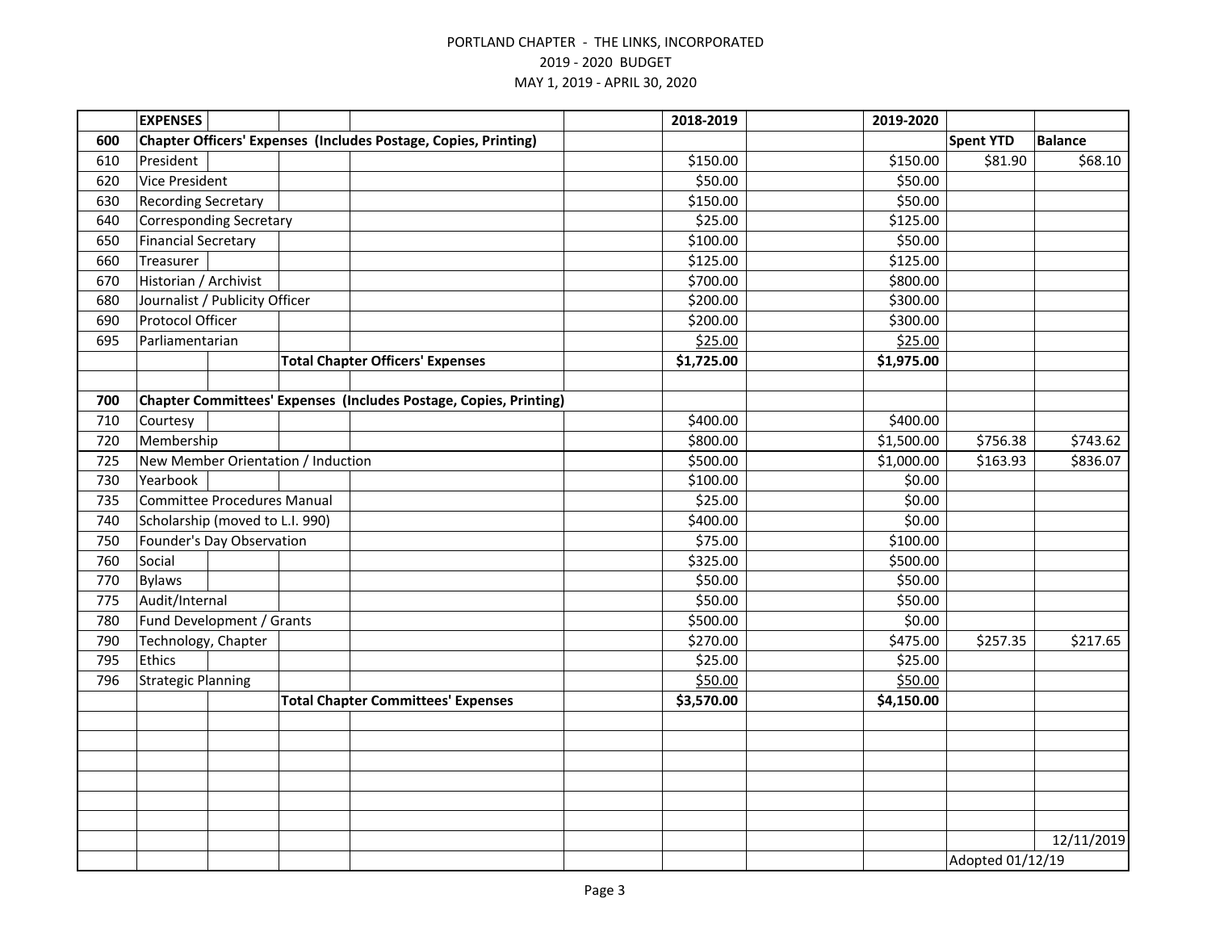PORTLAND CHAPTER - THE LINKS, INCORPORATED

2019 - 2020 BUDGET

MAY 1, 2019 - APRIL 30, 2020

| | EXPENSES | 2018-2019 | 2019-2020 | | |
|---|---|---|---|---|---|
| **600** | **Chapter Officers' Expenses (Includes Postage, Copies, Printing)** | | | **Spent YTD** | **Balance** |
| 610 | President | $150.00 | $150.00 | $81.90 | $68.10 |
| 620 | Vice President | $50.00 | $50.00 | | |
| 630 | Recording Secretary | $150.00 | $50.00 | | |
| 640 | Corresponding Secretary | $25.00 | $125.00 | | |
| 650 | Financial Secretary | $100.00 | $50.00 | | |
| 660 | Treasurer | $125.00 | $125.00 | | |
| 670 | Historian / Archivist | $700.00 | $800.00 | | |
| 680 | Journalist / Publicity Officer | $200.00 | $300.00 | | |
| 690 | Protocol Officer | $200.00 | $300.00 | | |
| 695 | Parliamentarian | $25.00 | $25.00 | | |
| | **Total Chapter Officers' Expenses** | **$1,725.00** | **$1,975.00** | | |
| | | | | | |
| **700** | **Chapter Committees' Expenses (Includes Postage, Copies, Printing)** | | | | |
| 710 | Courtesy | $400.00 | $400.00 | | |
| 720 | Membership | $800.00 | $1,500.00 | $756.38 | $743.62 |
| 725 | New Member Orientation / Induction | $500.00 | $1,000.00 | $163.93 | $836.07 |
| 730 | Yearbook | $100.00 | $0.00 | | |
| 735 | Committee Procedures Manual | $25.00 | $0.00 | | |
| 740 | Scholarship (moved to L.I. 990) | $400.00 | $0.00 | | |
| 750 | Founder's Day Observation | $75.00 | $100.00 | | |
| 760 | Social | $325.00 | $500.00 | | |
| 770 | Bylaws | $50.00 | $50.00 | | |
| 775 | Audit/Internal | $50.00 | $50.00 | | |
| 780 | Fund Development / Grants | $500.00 | $0.00 | | |
| 790 | Technology, Chapter | $270.00 | $475.00 | $257.35 | $217.65 |
| 795 | Ethics | $25.00 | $25.00 | | |
| 796 | Strategic Planning | $50.00 | $50.00 | | |
| | **Total Chapter Committees' Expenses** | **$3,570.00** | **$4,150.00** | | |

12/11/2019

Adopted 01/12/19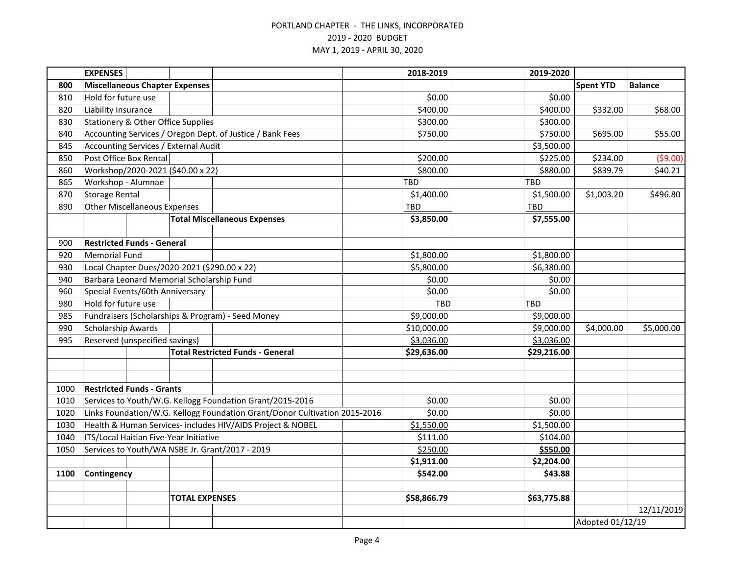PORTLAND CHAPTER - THE LINKS, INCORPORATED
2019 - 2020 BUDGET
MAY 1, 2019 - APRIL 30, 2020

| | | | | |
|---|---|---|---|---|---|---|
| | **EXPENSES** | **2018-2019** | **2019-2020** | | |
| **800** | **Miscellaneous Chapter Expenses** | | | **Spent YTD** | **Balance** |
| 810 | Hold for future use | $0.00 | $0.00 | | |
| 820 | Liability Insurance | $400.00 | $400.00 | $332.00 | $68.00 |
| 830 | Stationery & Other Office Supplies | $300.00 | $300.00 | | |
| 840 | Accounting Services / Oregon Dept. of Justice / Bank Fees | $750.00 | $750.00 | $695.00 | $55.00 |
| 845 | Accounting Services / External Audit | | $3,500.00 | | |
| 850 | Post Office Box Rental | $200.00 | $225.00 | $234.00 | ($9.00) |
| 860 | Workshop/2020-2021 ($40.00 x 22) | $800.00 | $880.00 | $839.79 | $40.21 |
| 865 | Workshop - Alumnae | TBD | TBD | | |
| 870 | Storage Rental | $1,400.00 | $1,500.00 | $1,003.20 | $496.80 |
| 890 | Other Miscellaneous Expenses | TBD | TBD | | |
| | **Total Miscellaneous Expenses** | **$3,850.00** | **$7,555.00** | | |
| | | | | | |
| 900 | **Restricted Funds - General** | | | | |
| 920 | Memorial Fund | $1,800.00 | $1,800.00 | | |
| 930 | Local Chapter Dues/2020-2021 ($290.00 x 22) | $5,800.00 | $6,380.00 | | |
| 940 | Barbara Leonard Memorial Scholarship Fund | $0.00 | $0.00 | | |
| 960 | Special Events/60th Anniversary | $0.00 | $0.00 | | |
| 980 | Hold for future use | TBD | TBD | | |
| 985 | Fundraisers (Scholarships & Program) - Seed Money | $9,000.00 | $9,000.00 | | |
| 990 | Scholarship Awards | $10,000.00 | $9,000.00 | $4,000.00 | $5,000.00 |
| 995 | Reserved (unspecified savings) | $3,036.00 | $3,036.00 | | |
| | **Total Restricted Funds - General** | **$29,636.00** | **$29,216.00** | | |
| | | | | | |
| | | | | | |
| 1000 | **Restricted Funds - Grants** | | | | |
| 1010 | Services to Youth/W.G. Kellogg Foundation Grant/2015-2016 | $0.00 | $0.00 | | |
| 1020 | Links Foundation/W.G. Kellogg Foundation Grant/Donor Cultivation 2015-2016 | $0.00 | $0.00 | | |
| 1030 | Health & Human Services- includes HIV/AIDS Project & NOBEL | $1,550.00 | $1,500.00 | | |
| 1040 | ITS/Local Haitian Five-Year Initiative | $111.00 | $104.00 | | |
| 1050 | Services to Youth/WA NSBE Jr. Grant/2017 - 2019 | $250.00 | **$550.00** | | |
| | | **$1,911.00** | **$2,204.00** | | |
| **1100** | **Contingency** | **$542.00** | **$43.88** | | |
| | | | | | |
| | **TOTAL EXPENSES** | **$58,866.79** | **$63,775.88** | | |
| | | | | | 12/11/2019 |
| | | | | Adopted 01/12/19 | |